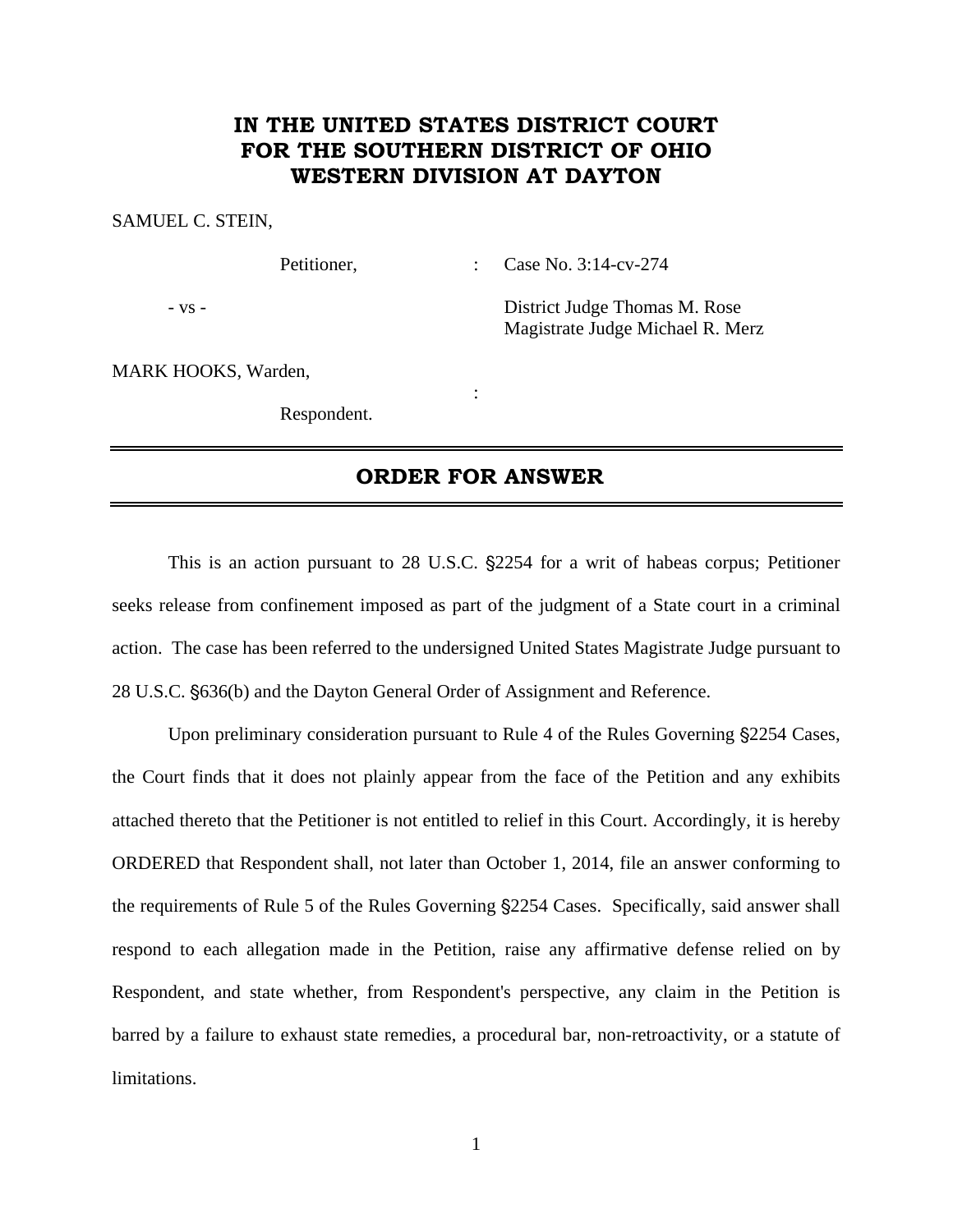# IN THE UNITED STATES DISTRICT COURT FOR THE SOUTHERN DISTRICT OF OHIO WESTERN DIVISION AT DAYTON

SAMUEL C. STEIN,

Petitioner, : Case No. 3:14-cv-274

\- vs - District Judge Thomas M. Rose
Magistrate Judge Michael R. Merz

MARK HOOKS, Warden,

:

Respondent.

---

## ORDER FOR ANSWER

---

This is an action pursuant to 28 U.S.C. §2254 for a writ of habeas corpus; Petitioner seeks release from confinement imposed as part of the judgment of a State court in a criminal action. The case has been referred to the undersigned United States Magistrate Judge pursuant to 28 U.S.C. §636(b) and the Dayton General Order of Assignment and Reference.

Upon preliminary consideration pursuant to Rule 4 of the Rules Governing §2254 Cases, the Court finds that it does not plainly appear from the face of the Petition and any exhibits attached thereto that the Petitioner is not entitled to relief in this Court. Accordingly, it is hereby ORDERED that Respondent shall, not later than October 1, 2014, file an answer conforming to the requirements of Rule 5 of the Rules Governing §2254 Cases. Specifically, said answer shall respond to each allegation made in the Petition, raise any affirmative defense relied on by Respondent, and state whether, from Respondent's perspective, any claim in the Petition is barred by a failure to exhaust state remedies, a procedural bar, non-retroactivity, or a statute of limitations.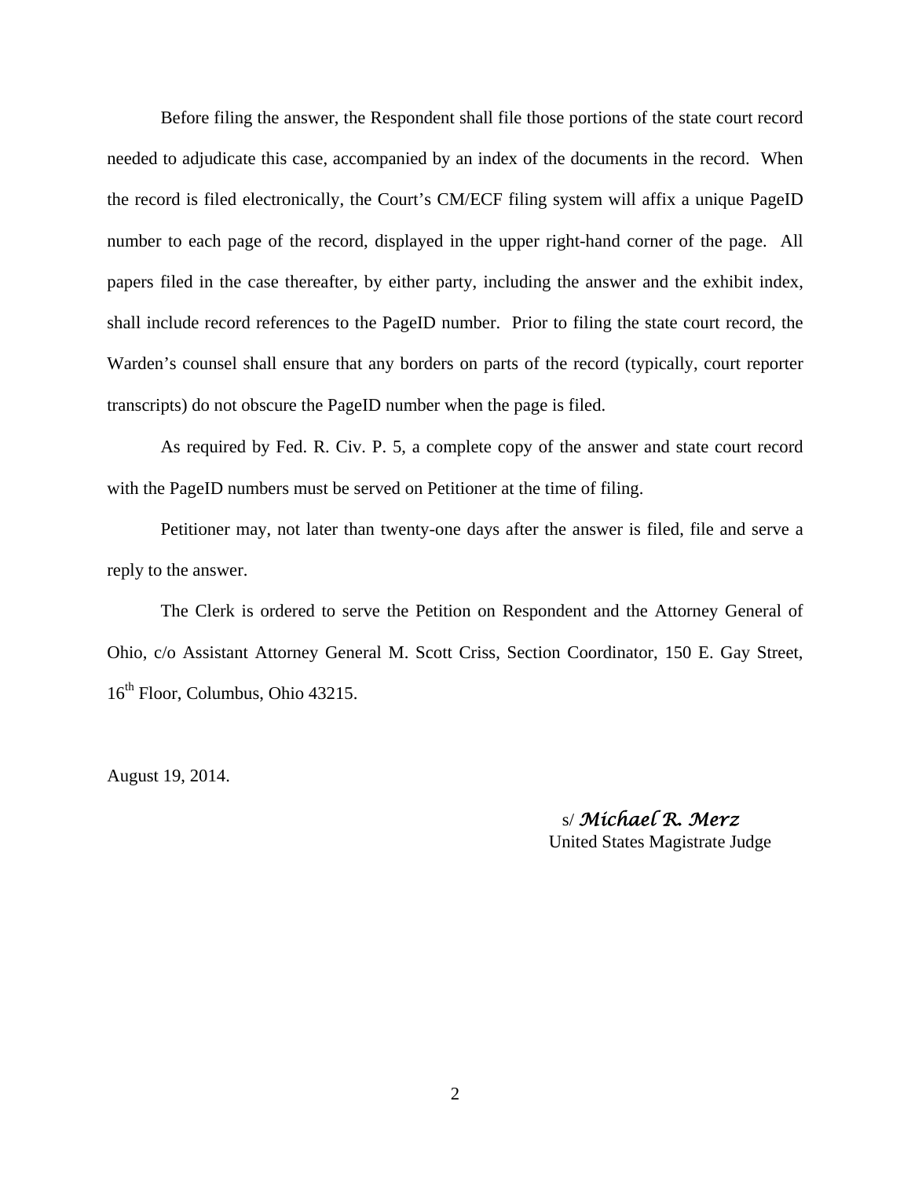Before filing the answer, the Respondent shall file those portions of the state court record needed to adjudicate this case, accompanied by an index of the documents in the record. When the record is filed electronically, the Court's CM/ECF filing system will affix a unique PageID number to each page of the record, displayed in the upper right-hand corner of the page. All papers filed in the case thereafter, by either party, including the answer and the exhibit index, shall include record references to the PageID number. Prior to filing the state court record, the Warden's counsel shall ensure that any borders on parts of the record (typically, court reporter transcripts) do not obscure the PageID number when the page is filed.

As required by Fed. R. Civ. P. 5, a complete copy of the answer and state court record with the PageID numbers must be served on Petitioner at the time of filing.

Petitioner may, not later than twenty-one days after the answer is filed, file and serve a reply to the answer.

The Clerk is ordered to serve the Petition on Respondent and the Attorney General of Ohio, c/o Assistant Attorney General M. Scott Criss, Section Coordinator, 150 E. Gay Street, 16th Floor, Columbus, Ohio 43215.

August 19, 2014.

s/ *Michael R. Merz*
United States Magistrate Judge